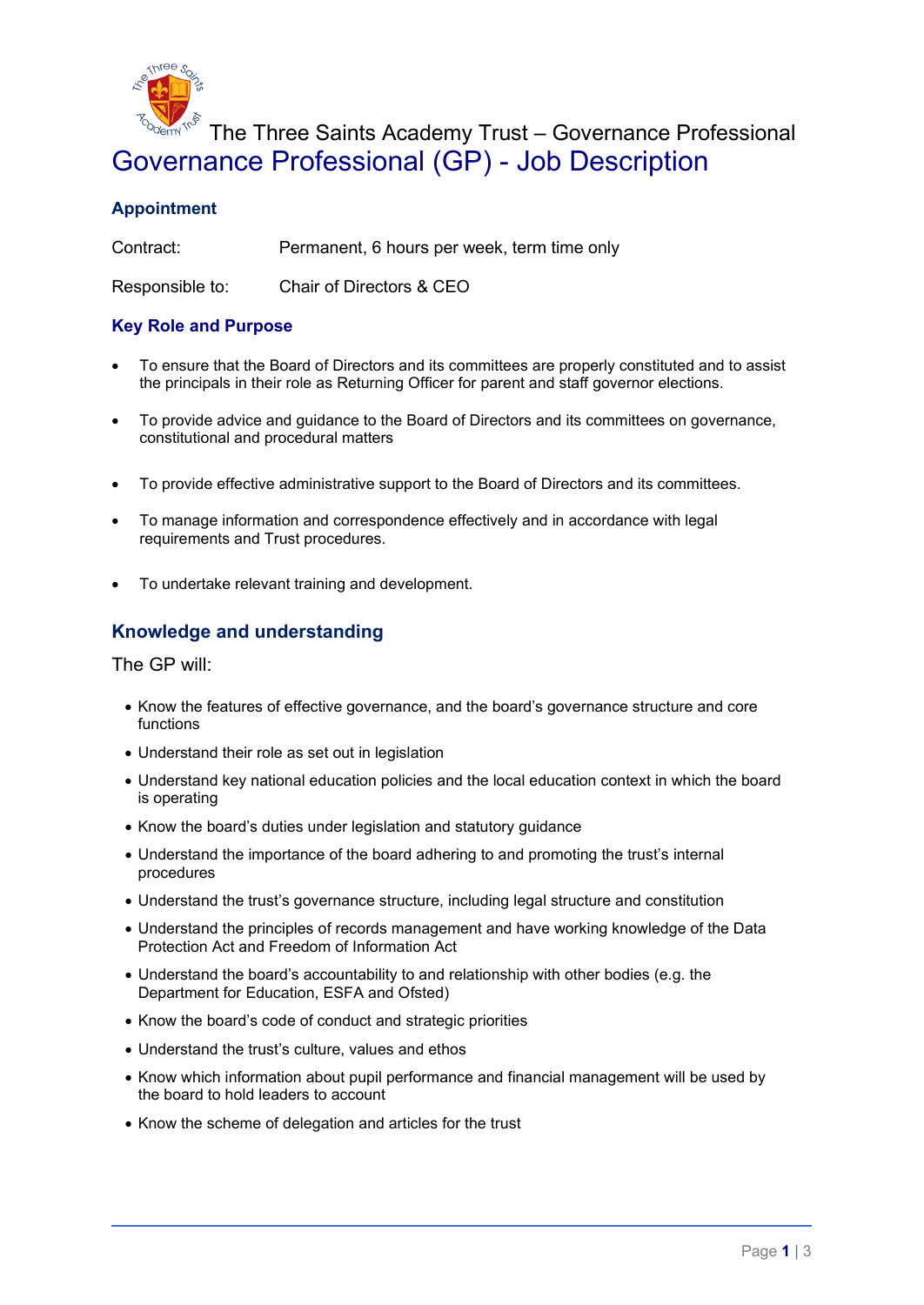The Three Saints Academy Trust – Governance Professional

# Governance Professional (GP) - Job Description

## Appointment

| | |
|---|---|
| Contract: | Permanent, 6 hours per week, term time only |
| Responsible to: | Chair of Directors & CEO |

## Key Role and Purpose

- To ensure that the Board of Directors and its committees are properly constituted and to assist the principals in their role as Returning Officer for parent and staff governor elections.
- To provide advice and guidance to the Board of Directors and its committees on governance, constitutional and procedural matters
- To provide effective administrative support to the Board of Directors and its committees.
- To manage information and correspondence effectively and in accordance with legal requirements and Trust procedures.
- To undertake relevant training and development.

## Knowledge and understanding

The GP will:

- Know the features of effective governance, and the board's governance structure and core functions
- Understand their role as set out in legislation
- Understand key national education policies and the local education context in which the board is operating
- Know the board's duties under legislation and statutory guidance
- Understand the importance of the board adhering to and promoting the trust's internal procedures
- Understand the trust's governance structure, including legal structure and constitution
- Understand the principles of records management and have working knowledge of the Data Protection Act and Freedom of Information Act
- Understand the board's accountability to and relationship with other bodies (e.g. the Department for Education, ESFA and Ofsted)
- Know the board's code of conduct and strategic priorities
- Understand the trust's culture, values and ethos
- Know which information about pupil performance and financial management will be used by the board to hold leaders to account
- Know the scheme of delegation and articles for the trust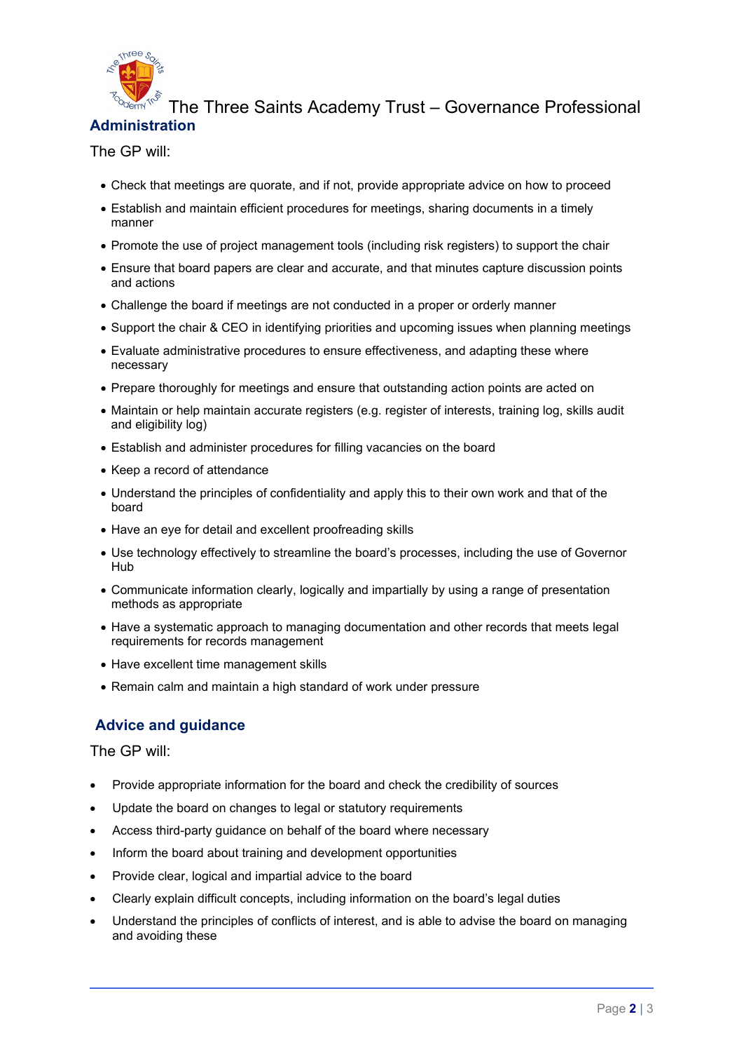## Administration

The GP will:

- Check that meetings are quorate, and if not, provide appropriate advice on how to proceed
- Establish and maintain efficient procedures for meetings, sharing documents in a timely manner
- Promote the use of project management tools (including risk registers) to support the chair
- Ensure that board papers are clear and accurate, and that minutes capture discussion points and actions
- Challenge the board if meetings are not conducted in a proper or orderly manner
- Support the chair & CEO in identifying priorities and upcoming issues when planning meetings
- Evaluate administrative procedures to ensure effectiveness, and adapting these where necessary
- Prepare thoroughly for meetings and ensure that outstanding action points are acted on
- Maintain or help maintain accurate registers (e.g. register of interests, training log, skills audit and eligibility log)
- Establish and administer procedures for filling vacancies on the board
- Keep a record of attendance
- Understand the principles of confidentiality and apply this to their own work and that of the board
- Have an eye for detail and excellent proofreading skills
- Use technology effectively to streamline the board's processes, including the use of Governor Hub
- Communicate information clearly, logically and impartially by using a range of presentation methods as appropriate
- Have a systematic approach to managing documentation and other records that meets legal requirements for records management
- Have excellent time management skills
- Remain calm and maintain a high standard of work under pressure

## Advice and guidance

The GP will:

- Provide appropriate information for the board and check the credibility of sources
- Update the board on changes to legal or statutory requirements
- Access third-party guidance on behalf of the board where necessary
- Inform the board about training and development opportunities
- Provide clear, logical and impartial advice to the board
- Clearly explain difficult concepts, including information on the board's legal duties
- Understand the principles of conflicts of interest, and is able to advise the board on managing and avoiding these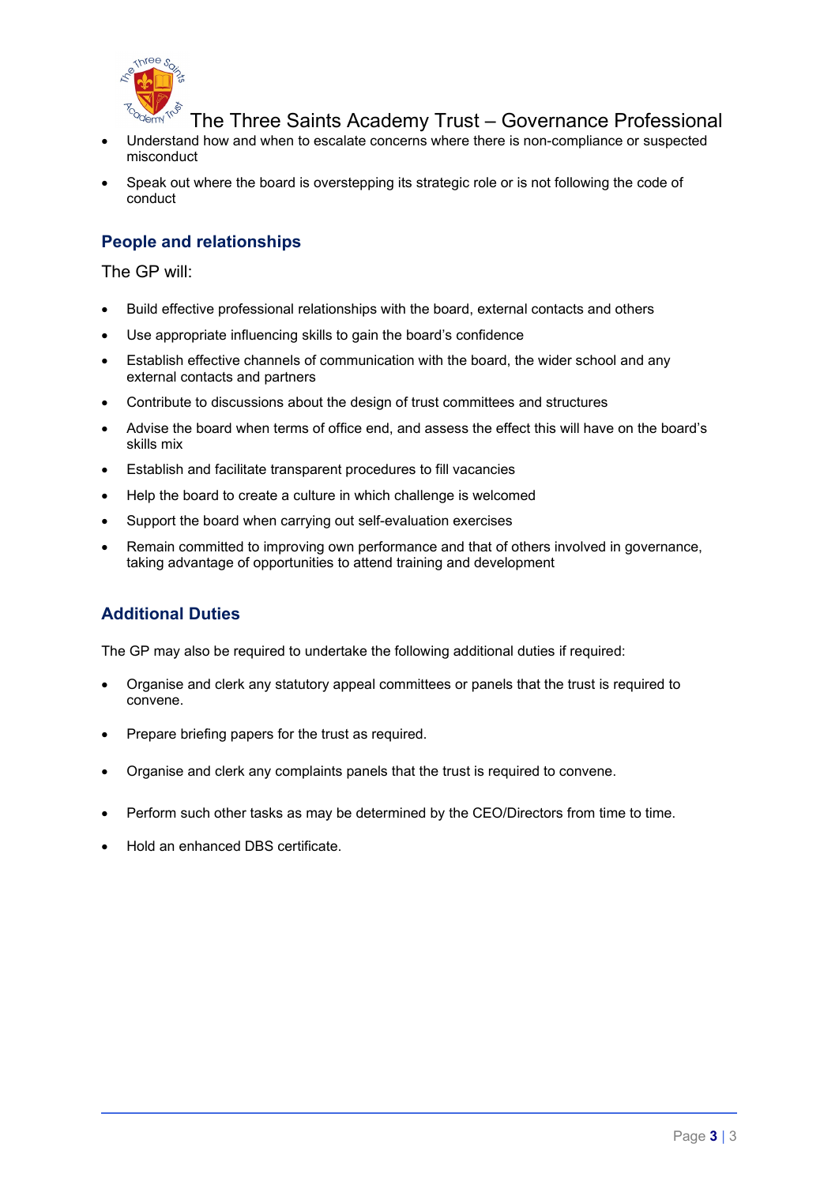- Understand how and when to escalate concerns where there is non-compliance or suspected misconduct
- Speak out where the board is overstepping its strategic role or is not following the code of conduct

## People and relationships

The GP will:

- Build effective professional relationships with the board, external contacts and others
- Use appropriate influencing skills to gain the board's confidence
- Establish effective channels of communication with the board, the wider school and any external contacts and partners
- Contribute to discussions about the design of trust committees and structures
- Advise the board when terms of office end, and assess the effect this will have on the board's skills mix
- Establish and facilitate transparent procedures to fill vacancies
- Help the board to create a culture in which challenge is welcomed
- Support the board when carrying out self-evaluation exercises
- Remain committed to improving own performance and that of others involved in governance, taking advantage of opportunities to attend training and development

## Additional Duties

The GP may also be required to undertake the following additional duties if required:

- Organise and clerk any statutory appeal committees or panels that the trust is required to convene.
- Prepare briefing papers for the trust as required.
- Organise and clerk any complaints panels that the trust is required to convene.
- Perform such other tasks as may be determined by the CEO/Directors from time to time.
- Hold an enhanced DBS certificate.